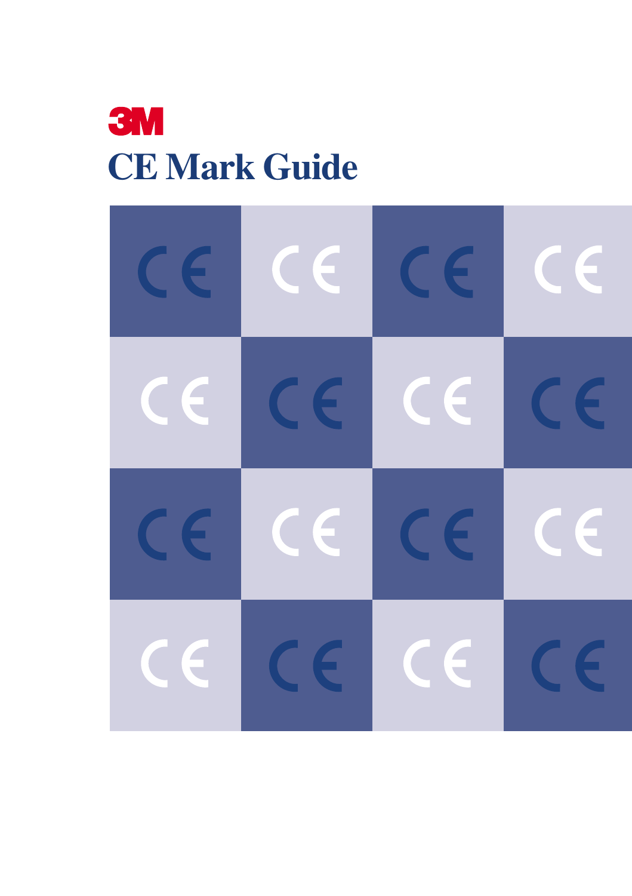3M

# CE Mark Guide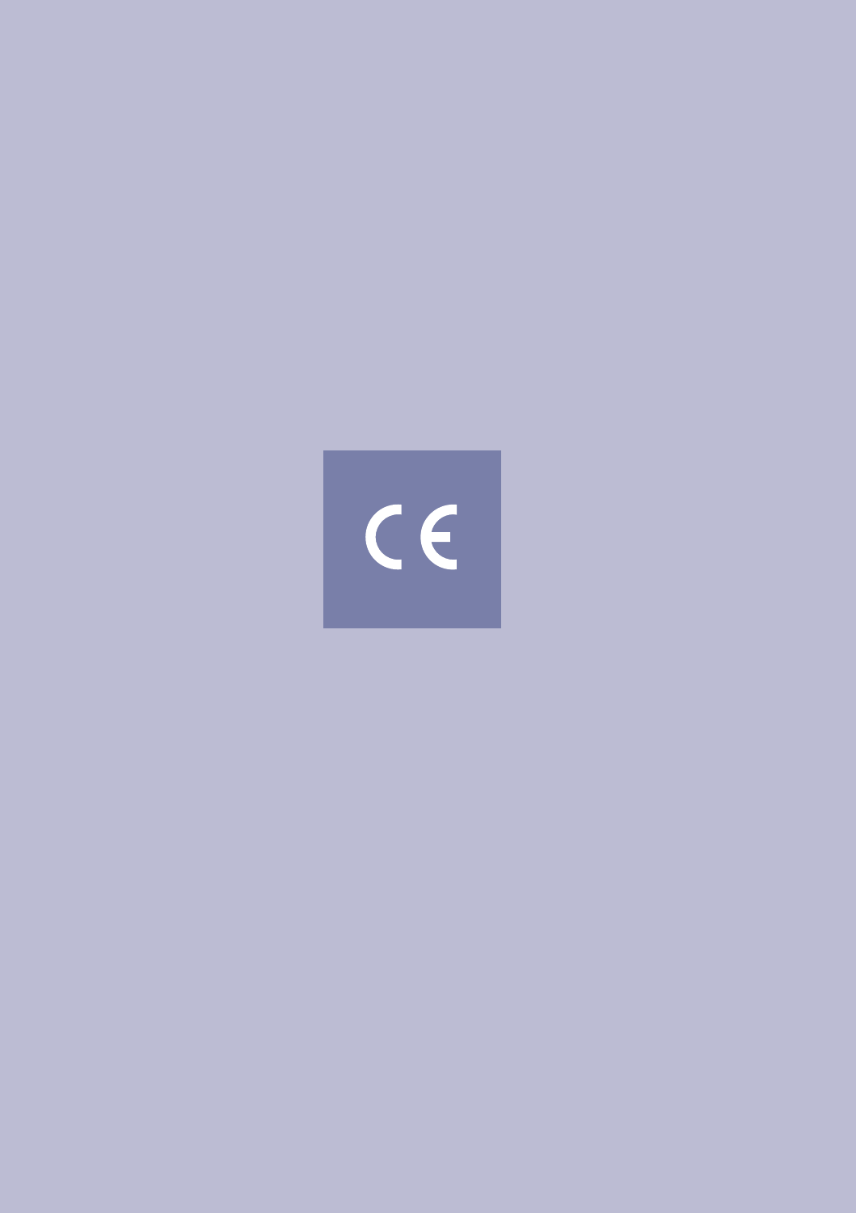CE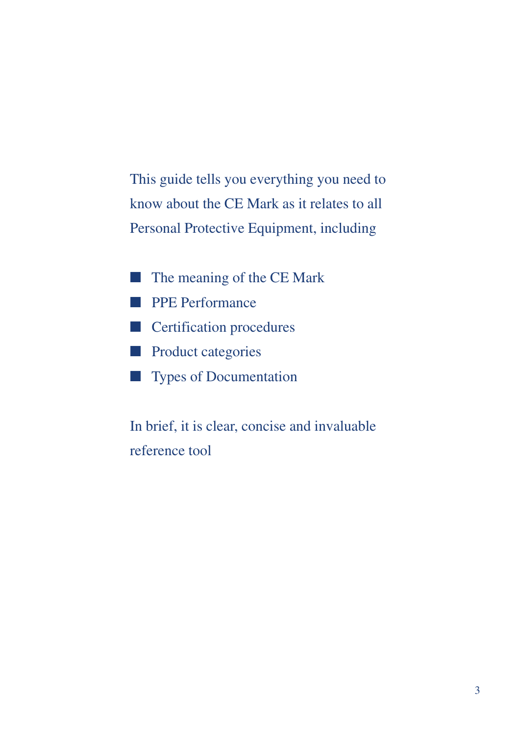This guide tells you everything you need to know about the CE Mark as it relates to all Personal Protective Equipment, including

- The meaning of the CE Mark
- PPE Performance
- Certification procedures
- Product categories
- Types of Documentation

In brief, it is clear, concise and invaluable reference tool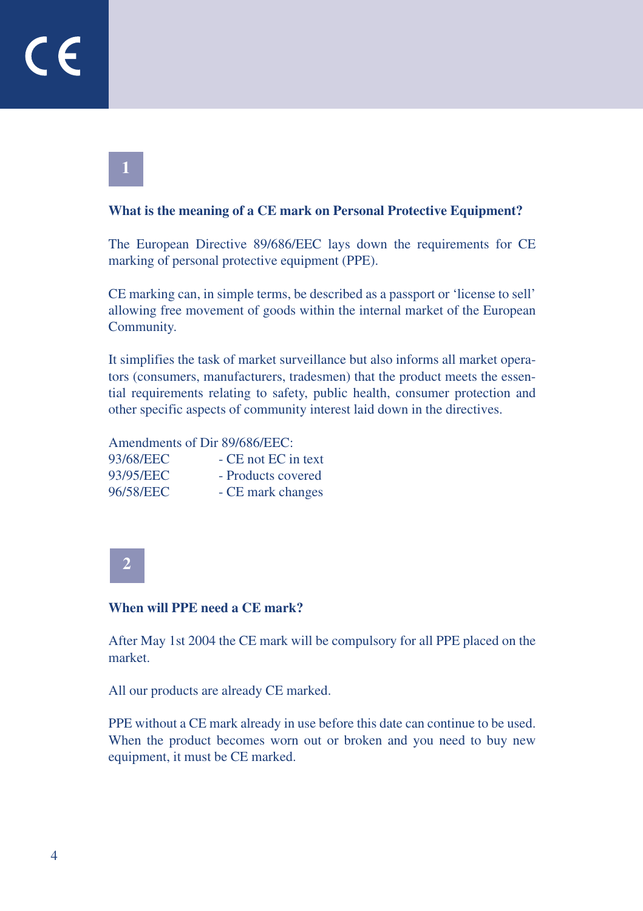CE

## 1

**What is the meaning of a CE mark on Personal Protective Equipment?**

The European Directive 89/686/EEC lays down the requirements for CE marking of personal protective equipment (PPE).

CE marking can, in simple terms, be described as a passport or 'license to sell' allowing free movement of goods within the internal market of the European Community.

It simplifies the task of market surveillance but also informs all market operators (consumers, manufacturers, tradesmen) that the product meets the essential requirements relating to safety, public health, consumer protection and other specific aspects of community interest laid down in the directives.

Amendments of Dir 89/686/EEC:

| | |
|---|---|
| 93/68/EEC | - CE not EC in text |
| 93/95/EEC | - Products covered |
| 96/58/EEC | - CE mark changes |

## 2

**When will PPE need a CE mark?**

After May 1st 2004 the CE mark will be compulsory for all PPE placed on the market.

All our products are already CE marked.

PPE without a CE mark already in use before this date can continue to be used. When the product becomes worn out or broken and you need to buy new equipment, it must be CE marked.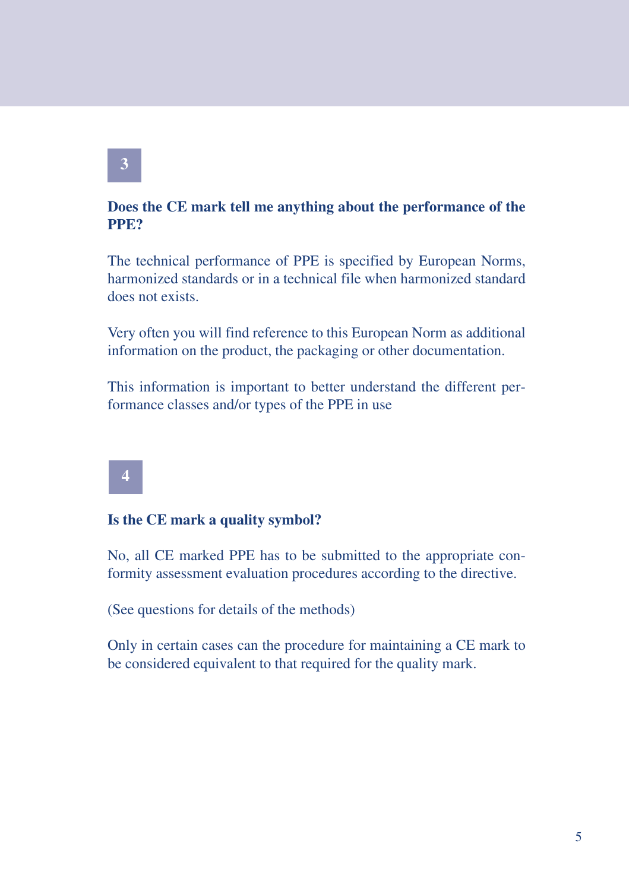## 3

### Does the CE mark tell me anything about the performance of the PPE?

The technical performance of PPE is specified by European Norms, harmonized standards or in a technical file when harmonized standard does not exists.

Very often you will find reference to this European Norm as additional information on the product, the packaging or other documentation.

This information is important to better understand the different performance classes and/or types of the PPE in use

## 4

### Is the CE mark a quality symbol?

No, all CE marked PPE has to be submitted to the appropriate conformity assessment evaluation procedures according to the directive.

(See questions for details of the methods)

Only in certain cases can the procedure for maintaining a CE mark to be considered equivalent to that required for the quality mark.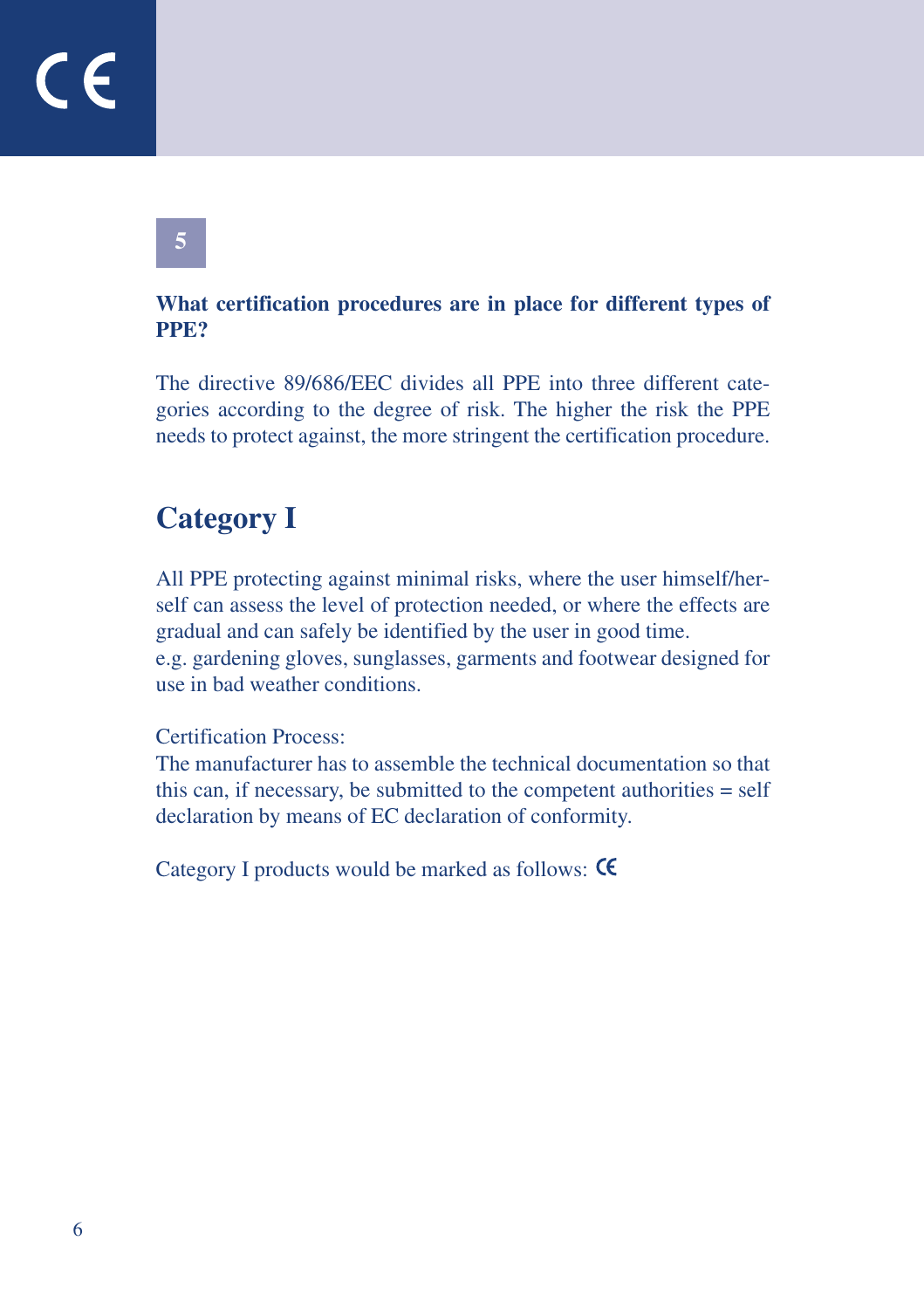5

**What certification procedures are in place for different types of PPE?**

The directive 89/686/EEC divides all PPE into three different categories according to the degree of risk. The higher the risk the PPE needs to protect against, the more stringent the certification procedure.

## Category I

All PPE protecting against minimal risks, where the user himself/herself can assess the level of protection needed, or where the effects are gradual and can safely be identified by the user in good time.
e.g. gardening gloves, sunglasses, garments and footwear designed for use in bad weather conditions.

Certification Process:
The manufacturer has to assemble the technical documentation so that this can, if necessary, be submitted to the competent authorities = self declaration by means of EC declaration of conformity.

Category I products would be marked as follows: CE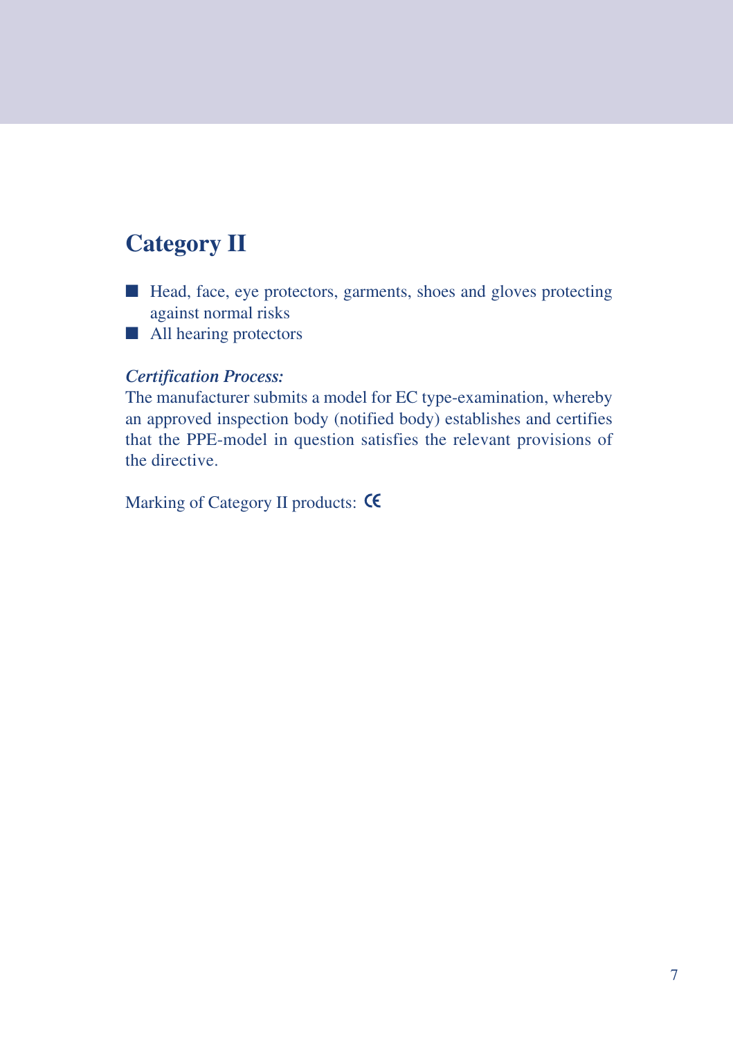## Category II

- Head, face, eye protectors, garments, shoes and gloves protecting against normal risks
- All hearing protectors

***Certification Process:***
The manufacturer submits a model for EC type-examination, whereby an approved inspection body (notified body) establishes and certifies that the PPE-model in question satisfies the relevant provisions of the directive.

Marking of Category II products: CE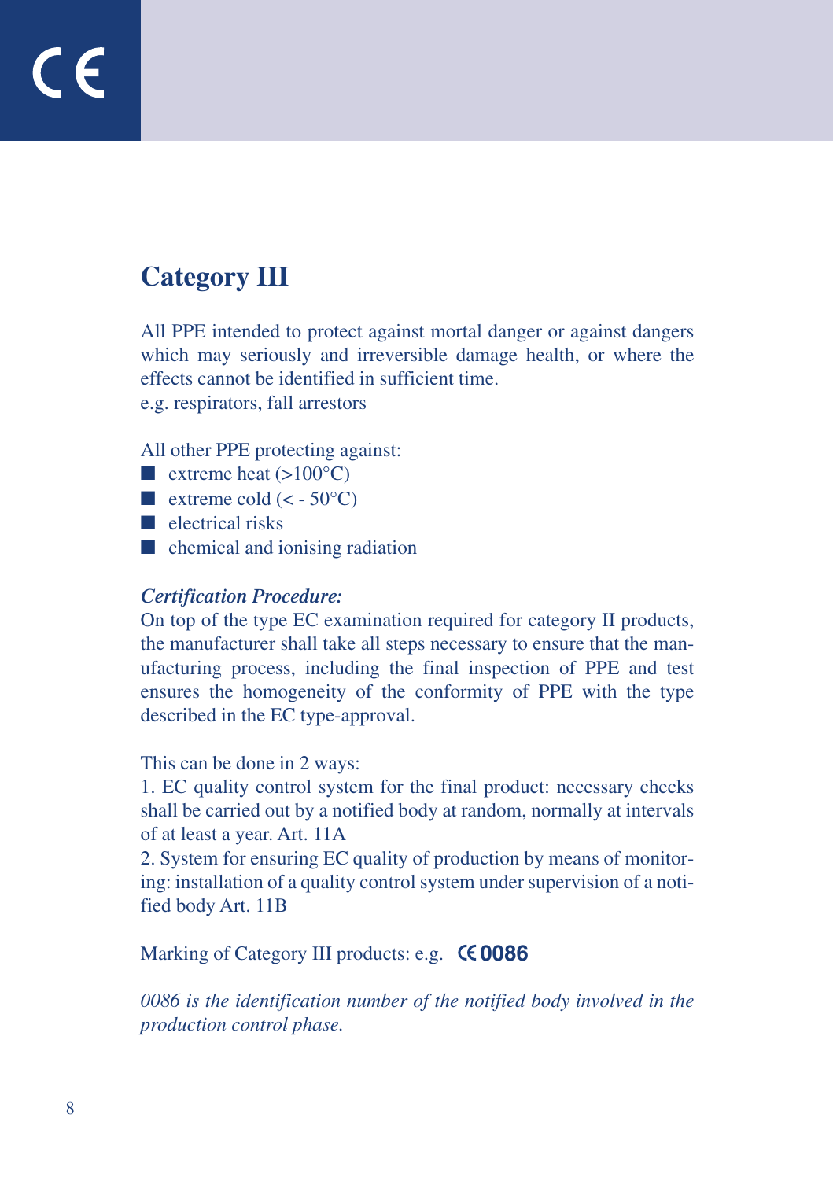CE

## Category III

All PPE intended to protect against mortal danger or against dangers which may seriously and irreversible damage health, or where the effects cannot be identified in sufficient time.
e.g. respirators, fall arrestors

All other PPE protecting against:

- extreme heat (>100°C)
- extreme cold (< - 50°C)
- electrical risks
- chemical and ionising radiation

***Certification Procedure:***
On top of the type EC examination required for category II products, the manufacturer shall take all steps necessary to ensure that the manufacturing process, including the final inspection of PPE and test ensures the homogeneity of the conformity of PPE with the type described in the EC type-approval.

This can be done in 2 ways:
1. EC quality control system for the final product: necessary checks shall be carried out by a notified body at random, normally at intervals of at least a year. Art. 11A
2. System for ensuring EC quality of production by means of monitoring: installation of a quality control system under supervision of a notified body Art. 11B

Marking of Category III products: e.g. **CE 0086**

*0086 is the identification number of the notified body involved in the production control phase.*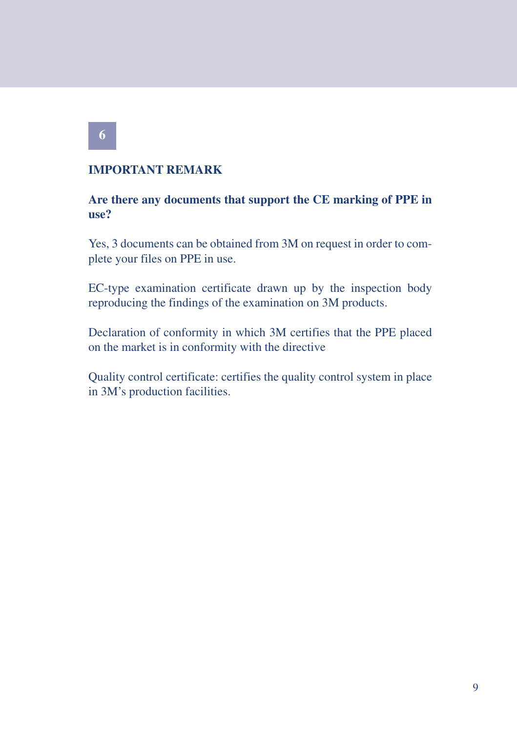**6**

## IMPORTANT REMARK

**Are there any documents that support the CE marking of PPE in use?**

Yes, 3 documents can be obtained from 3M on request in order to complete your files on PPE in use.

EC-type examination certificate drawn up by the inspection body reproducing the findings of the examination on 3M products.

Declaration of conformity in which 3M certifies that the PPE placed on the market is in conformity with the directive

Quality control certificate: certifies the quality control system in place in 3M's production facilities.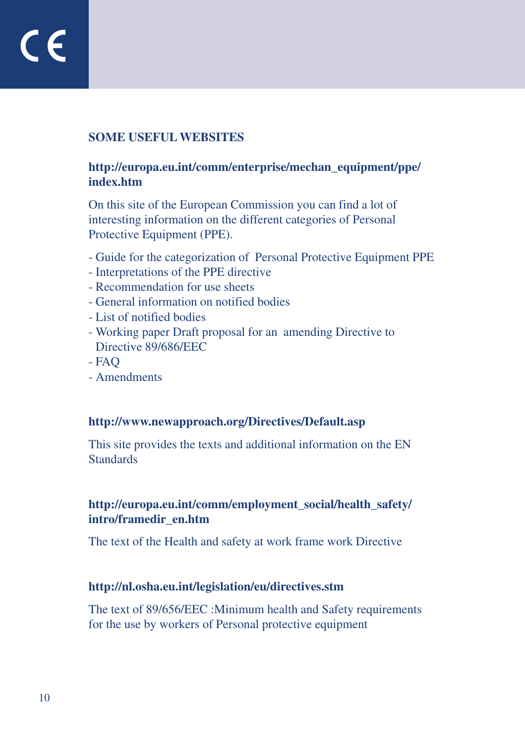## SOME USEFUL WEBSITES

**http://europa.eu.int/comm/enterprise/mechan_equipment/ppe/index.htm**

On this site of the European Commission you can find a lot of interesting information on the different categories of Personal Protective Equipment (PPE).

- Guide for the categorization of Personal Protective Equipment PPE
- Interpretations of the PPE directive
- Recommendation for use sheets
- General information on notified bodies
- List of notified bodies
- Working paper Draft proposal for an amending Directive to Directive 89/686/EEC
- FAQ
- Amendments

**http://www.newapproach.org/Directives/Default.asp**

This site provides the texts and additional information on the EN Standards

**http://europa.eu.int/comm/employment_social/health_safety/intro/framedir_en.htm**

The text of the Health and safety at work frame work Directive

**http://nl.osha.eu.int/legislation/eu/directives.stm**

The text of 89/656/EEC :Minimum health and Safety requirements for the use by workers of Personal protective equipment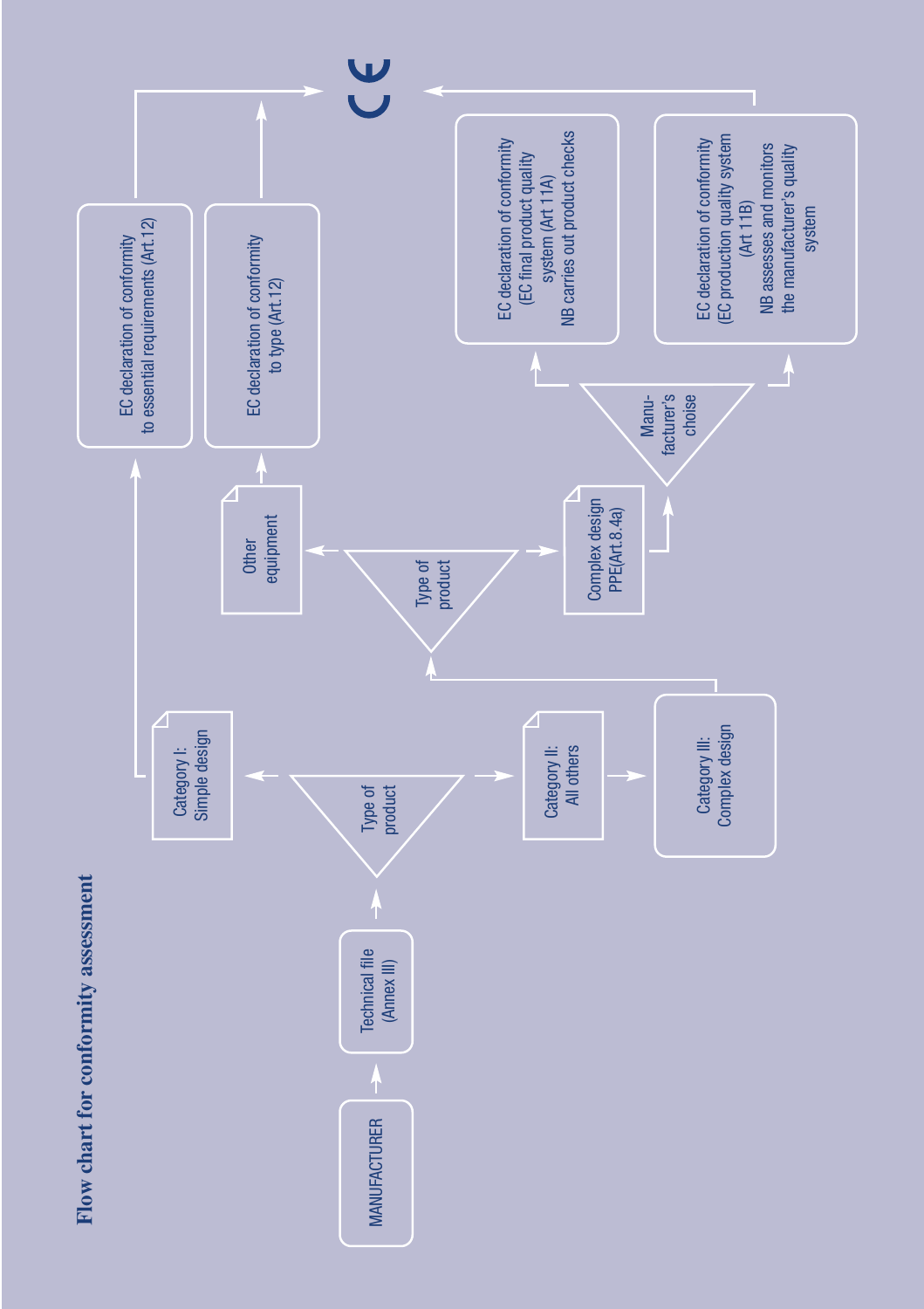# Flow chart for conformity assessment

MANUFACTURER

Technical file (Annex III)

Type of product

Category I: Simple design

Category II: All others

Category III: Complex design

Type of product

Other equipment

Complex design PPE(Art.8.4a)

Manu-facturer's choise

EC declaration of conformity to essential requirements (Art.12)

EC declaration of conformity to type (Art.12)

EC declaration of conformity (EC final product quality system (Art 11A) NB carries out product checks

EC declaration of conformity (EC production quality system (Art 11B) NB assesses and monitors the manufacturer's quality system

CE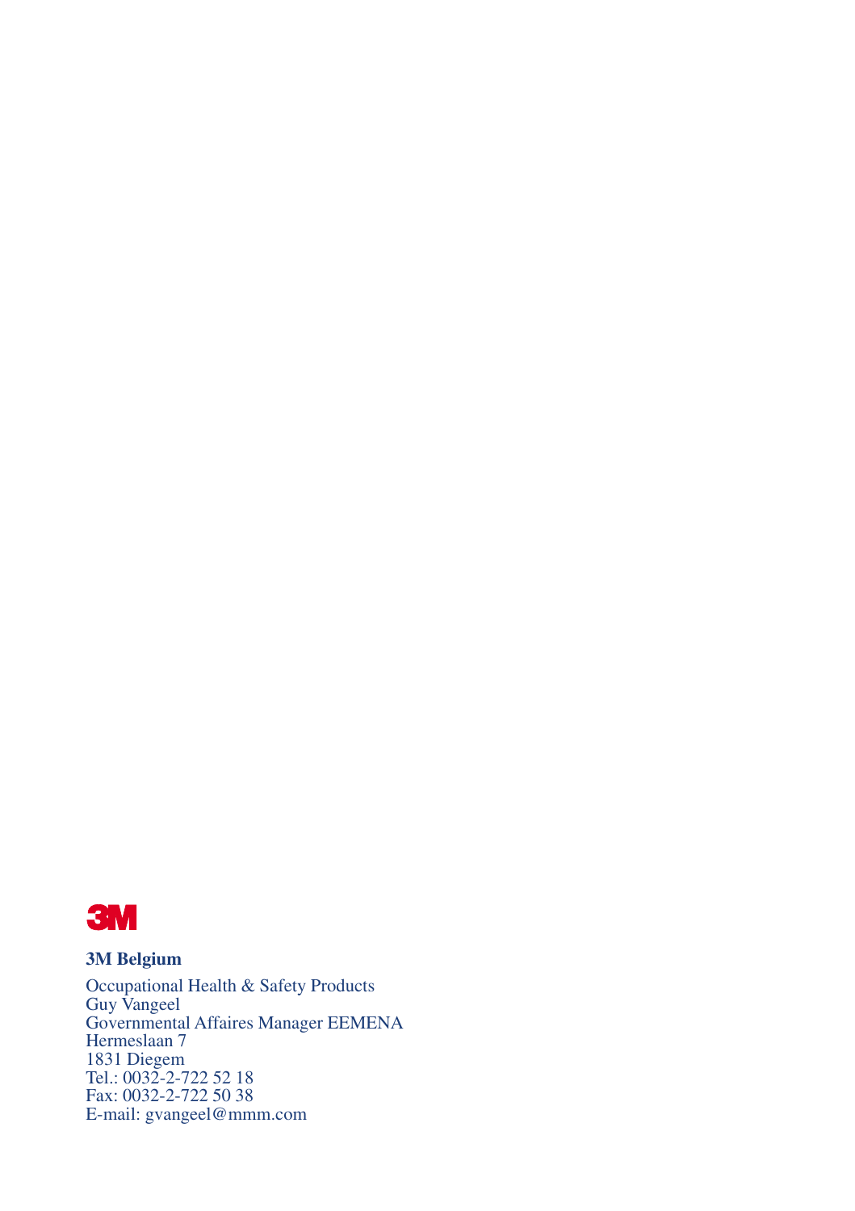3M

**3M Belgium**

Occupational Health & Safety Products
Guy Vangeel
Governmental Affaires Manager EEMENA
Hermeslaan 7
1831 Diegem
Tel.: 0032-2-722 52 18
Fax: 0032-2-722 50 38
E-mail: gvangeel@mmm.com